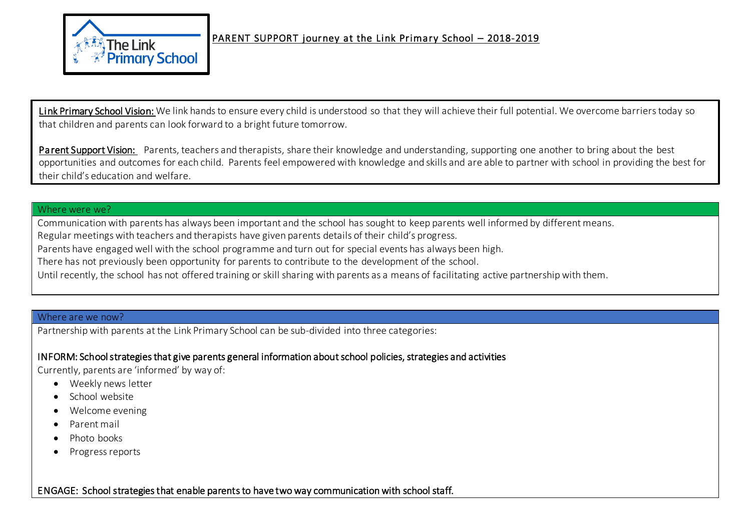# PARENT SUPPORT journey at the Link Primary School – 2018-2019

**Link Primary School Vision:** We link hands to ensure every child is understood so that they will achieve their full potential. We overcome barriers today so that children and parents can look forward to a bright future tomorrow.

**Parent Support Vision:** Parents, teachers and therapists, share their knowledge and understanding, supporting one another to bring about the best opportunities and outcomes for each child. Parents feel empowered with knowledge and skills and are able to partner with school in providing the best for their child's education and welfare.

## Where were we?

Communication with parents has always been important and the school has sought to keep parents well informed by different means.

Regular meetings with teachers and therapists have given parents details of their child's progress.

Parents have engaged well with the school programme and turn out for special events has always been high.

There has not previously been opportunity for parents to contribute to the development of the school.

Until recently, the school has not offered training or skill sharing with parents as a means of facilitating active partnership with them.

## Where are we now?

Partnership with parents at the Link Primary School can be sub-divided into three categories:

### INFORM: School strategies that give parents general information about school policies, strategies and activities

Currently, parents are 'informed' by way of:

- Weekly news letter
- School website
- Welcome evening
- Parent mail
- Photo books
- Progress reports

### ENGAGE: School strategies that enable parents to have two way communication with school staff.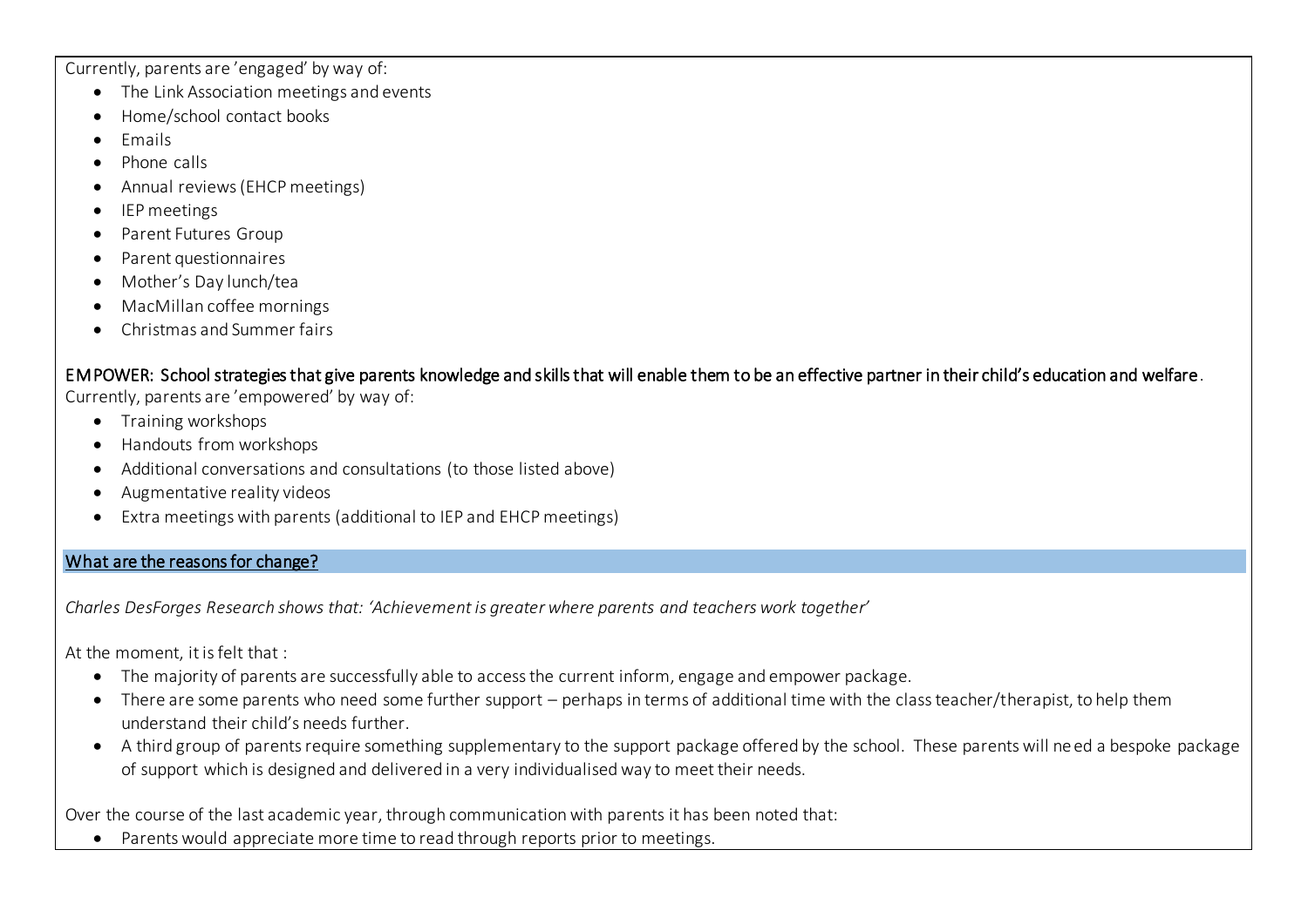Currently, parents are 'engaged' by way of:

- The Link Association meetings and events
- Home/school contact books
- Emails
- Phone calls
- Annual reviews (EHCP meetings)
- IEP meetings
- Parent Futures Group
- Parent questionnaires
- Mother's Day lunch/tea
- MacMillan coffee mornings
- Christmas and Summer fairs

EMPOWER: School strategies that give parents knowledge and skills that will enable them to be an effective partner in their child's education and welfare.

Currently, parents are 'empowered' by way of:

- Training workshops
- Handouts from workshops
- Additional conversations and consultations (to those listed above)
- Augmentative reality videos
- Extra meetings with parents (additional to IEP and EHCP meetings)

## What are the reasons for change?

*Charles DesForges Research shows that: 'Achievement is greater where parents and teachers work together'*

At the moment, it is felt that :

- The majority of parents are successfully able to access the current inform, engage and empower package.
- There are some parents who need some further support – perhaps in terms of additional time with the class teacher/therapist, to help them understand their child's needs further.
- A third group of parents require something supplementary to the support package offered by the school. These parents will need a bespoke package of support which is designed and delivered in a very individualised way to meet their needs.

Over the course of the last academic year, through communication with parents it has been noted that:

- Parents would appreciate more time to read through reports prior to meetings.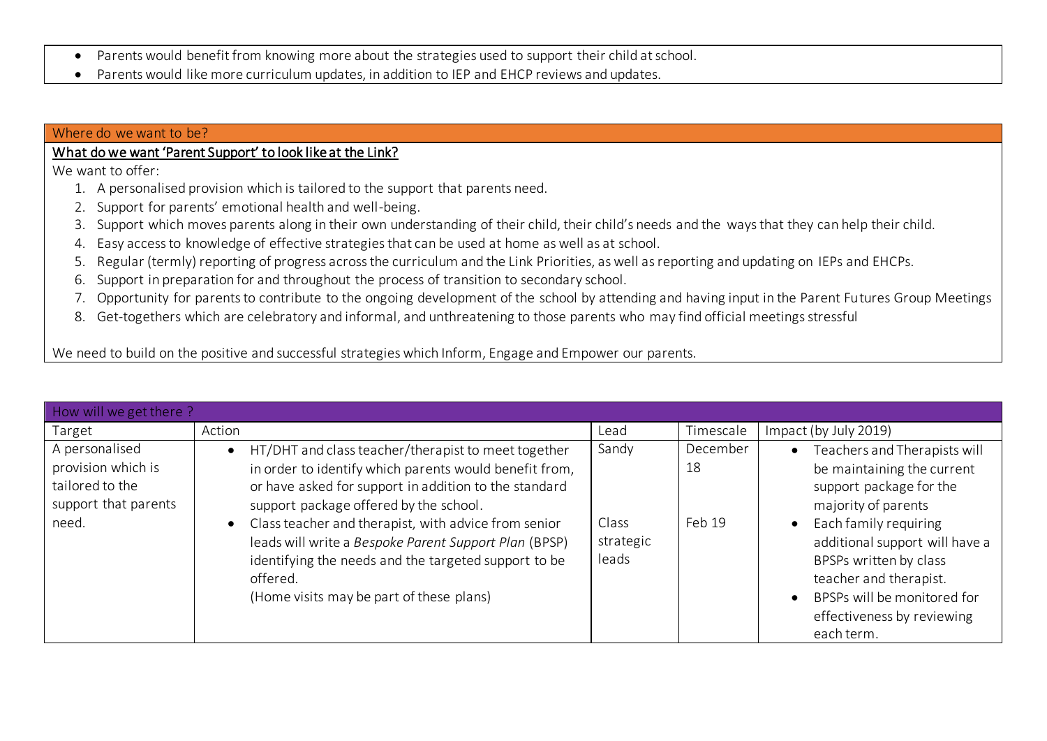- Parents would benefit from knowing more about the strategies used to support their child at school.
- Parents would like more curriculum updates, in addition to IEP and EHCP reviews and updates.

## Where do we want to be?

### What do we want 'Parent Support' to look like at the Link?

We want to offer:

1. A personalised provision which is tailored to the support that parents need.
2. Support for parents' emotional health and well-being.
3. Support which moves parents along in their own understanding of their child, their child's needs and the ways that they can help their child.
4. Easy access to knowledge of effective strategies that can be used at home as well as at school.
5. Regular (termly) reporting of progress across the curriculum and the Link Priorities, as well as reporting and updating on IEPs and EHCPs.
6. Support in preparation for and throughout the process of transition to secondary school.
7. Opportunity for parents to contribute to the ongoing development of the school by attending and having input in the Parent Futures Group Meetings
8. Get-togethers which are celebratory and informal, and unthreatening to those parents who may find official meetings stressful

We need to build on the positive and successful strategies which Inform, Engage and Empower our parents.

## How will we get there ?

| Target | Action | Lead | Timescale | Impact (by July 2019) |
| --- | --- | --- | --- | --- |
| A personalised provision which is tailored to the support that parents need. | • HT/DHT and class teacher/therapist to meet together in order to identify which parents would benefit from, or have asked for support in addition to the standard support package offered by the school.<br>• Class teacher and therapist, with advice from senior leads will write a *Bespoke Parent Support Plan* (BPSP) identifying the needs and the targeted support to be offered.<br>(Home visits may be part of these plans) | Sandy<br><br>Class strategic leads | December 18<br><br>Feb 19 | • Teachers and Therapists will be maintaining the current support package for the majority of parents<br>• Each family requiring additional support will have a BPSPs written by class teacher and therapist.<br>• BPSPs will be monitored for effectiveness by reviewing each term. |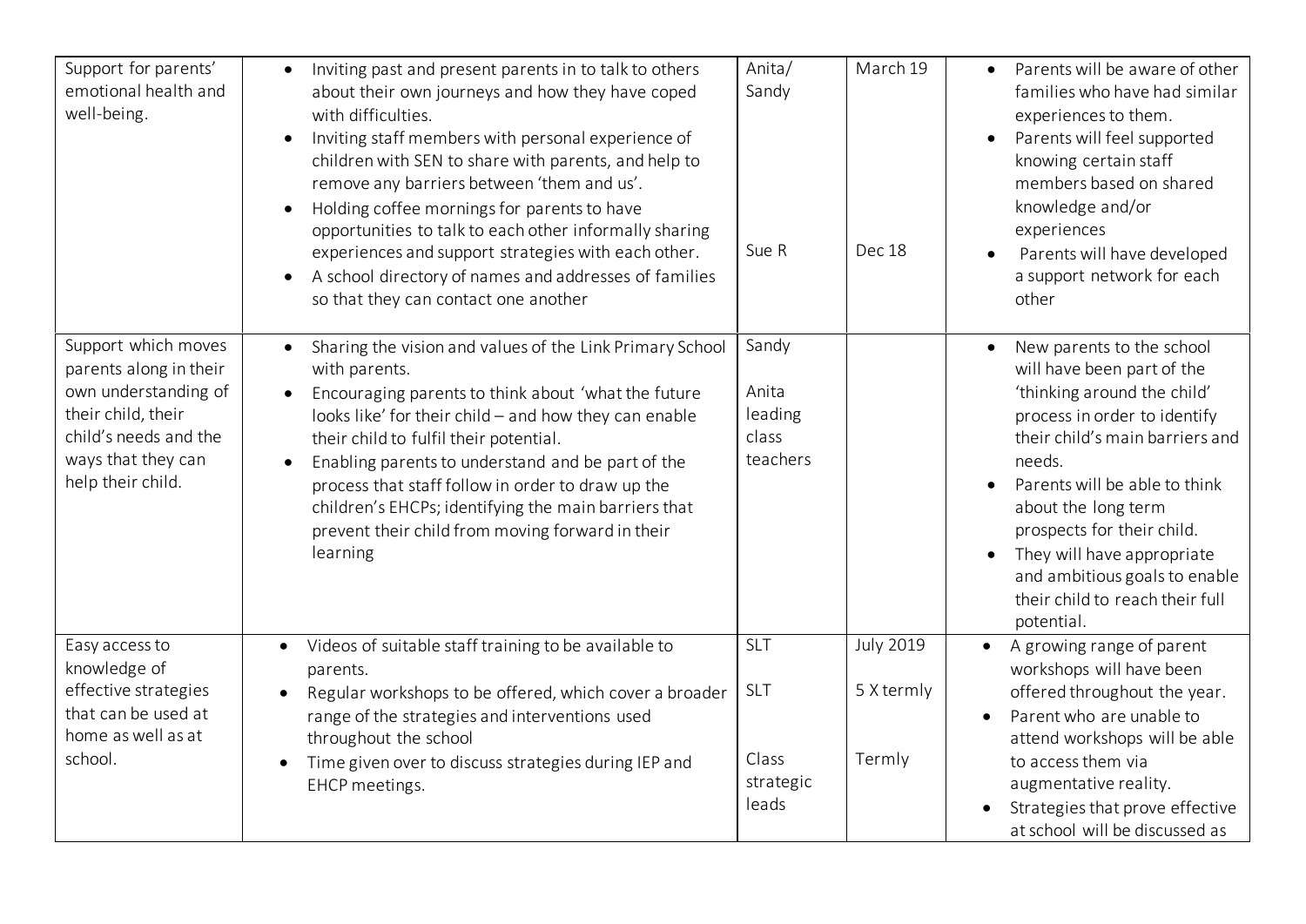| Support for parents' emotional health and well-being. | • Inviting past and present parents in to talk to others about their own journeys and how they have coped with difficulties.<br>• Inviting staff members with personal experience of children with SEN to share with parents, and help to remove any barriers between 'them and us'.<br>• Holding coffee mornings for parents to have opportunities to talk to each other informally sharing experiences and support strategies with each other.<br>• A school directory of names and addresses of families so that they can contact one another | Anita/ Sandy<br><br><br><br><br>Sue R | March 19<br><br><br><br><br>Dec 18 | • Parents will be aware of other families who have had similar experiences to them.<br>• Parents will feel supported knowing certain staff members based on shared knowledge and/or experiences<br>• Parents will have developed a support network for each other |
|---|---|---|---|---|
| Support which moves parents along in their own understanding of their child, their child's needs and the ways that they can help their child. | • Sharing the vision and values of the Link Primary School with parents.<br>• Encouraging parents to think about 'what the future looks like' for their child – and how they can enable their child to fulfil their potential.<br>• Enabling parents to understand and be part of the process that staff follow in order to draw up the children's EHCPs; identifying the main barriers that prevent their child from moving forward in their learning | Sandy<br><br>Anita leading class teachers | | • New parents to the school will have been part of the 'thinking around the child' process in order to identify their child's main barriers and needs.<br>• Parents will be able to think about the long term prospects for their child.<br>• They will have appropriate and ambitious goals to enable their child to reach their full potential. |
| Easy access to knowledge of effective strategies that can be used at home as well as at school. | • Videos of suitable staff training to be available to parents.<br>• Regular workshops to be offered, which cover a broader range of the strategies and interventions used throughout the school<br>• Time given over to discuss strategies during IEP and EHCP meetings. | SLT<br><br>SLT<br><br>Class strategic leads | July 2019<br><br>5 X termly<br><br>Termly | • A growing range of parent workshops will have been offered throughout the year.<br>• Parent who are unable to attend workshops will be able to access them via augmentative reality.<br>• Strategies that prove effective at school will be discussed as |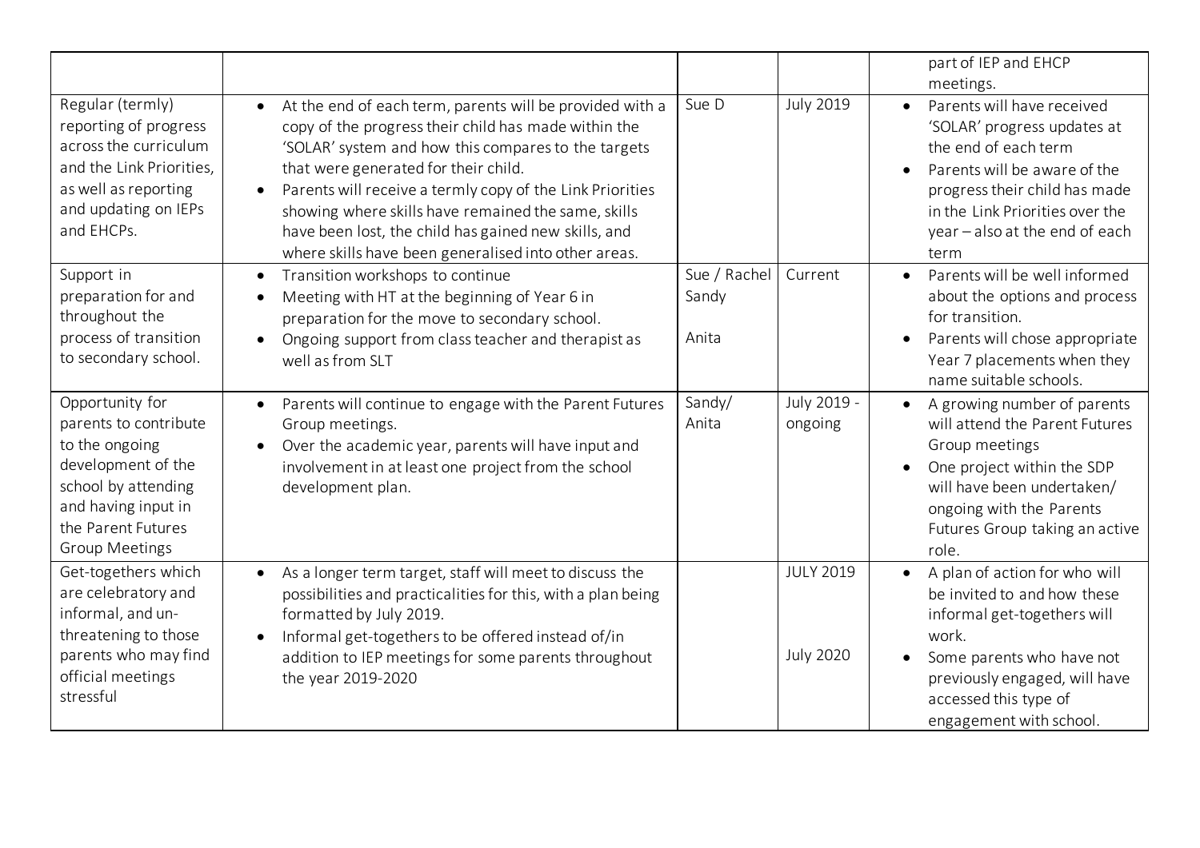| | | | | |
|---|---|---|---|---|
| | | | | part of IEP and EHCP meetings. |
| Regular (termly) reporting of progress across the curriculum and the Link Priorities, as well as reporting and updating on IEPs and EHCPs. | • At the end of each term, parents will be provided with a copy of the progress their child has made within the 'SOLAR' system and how this compares to the targets that were generated for their child.<br>• Parents will receive a termly copy of the Link Priorities showing where skills have remained the same, skills have been lost, the child has gained new skills, and where skills have been generalised into other areas. | Sue D | July 2019 | • Parents will have received 'SOLAR' progress updates at the end of each term<br>• Parents will be aware of the progress their child has made in the Link Priorities over the year – also at the end of each term |
| Support in preparation for and throughout the process of transition to secondary school. | • Transition workshops to continue<br>• Meeting with HT at the beginning of Year 6 in preparation for the move to secondary school.<br>• Ongoing support from class teacher and therapist as well as from SLT | Sue / Rachel<br>Sandy<br><br>Anita | Current | • Parents will be well informed about the options and process for transition.<br>• Parents will chose appropriate Year 7 placements when they name suitable schools. |
| Opportunity for parents to contribute to the ongoing development of the school by attending and having input in the Parent Futures Group Meetings | • Parents will continue to engage with the Parent Futures Group meetings.<br>• Over the academic year, parents will have input and involvement in at least one project from the school development plan. | Sandy/<br>Anita | July 2019 - ongoing | • A growing number of parents will attend the Parent Futures Group meetings<br>• One project within the SDP will have been undertaken/ ongoing with the Parents Futures Group taking an active role. |
| Get-togethers which are celebratory and informal, and un-threatening to those parents who may find official meetings stressful | • As a longer term target, staff will meet to discuss the possibilities and practicalities for this, with a plan being formatted by July 2019.<br>• Informal get-togethers to be offered instead of/in addition to IEP meetings for some parents throughout the year 2019-2020 | | JULY 2019<br><br><br>July 2020 | • A plan of action for who will be invited to and how these informal get-togethers will work.<br>• Some parents who have not previously engaged, will have accessed this type of engagement with school. |